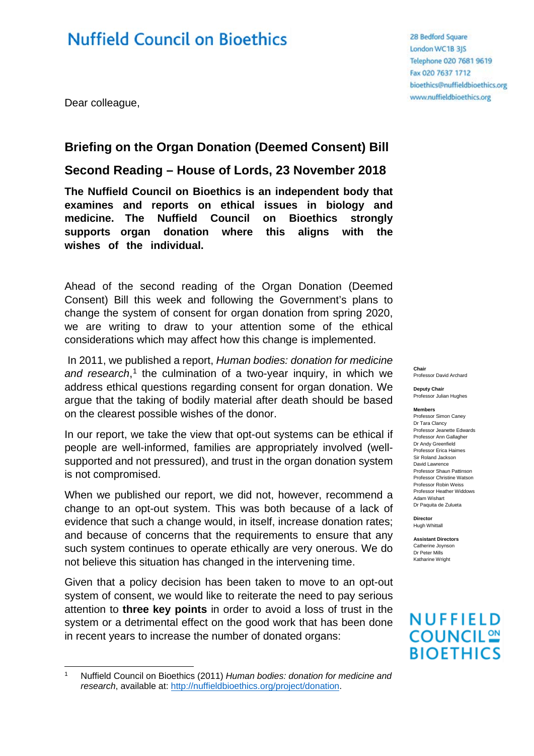# Nuffield Council on Bioethics

28 Bedford Square
London WC1B 3JS
Telephone 020 7681 9619
Fax 020 7637 1712
bioethics@nuffieldbioethics.org
www.nuffieldbioethics.org

Dear colleague,

## Briefing on the Organ Donation (Deemed Consent) Bill

## Second Reading – House of Lords, 23 November 2018

**The Nuffield Council on Bioethics is an independent body that examines and reports on ethical issues in biology and medicine. The Nuffield Council on Bioethics strongly supports organ donation where this aligns with the wishes of the individual.**

Ahead of the second reading of the Organ Donation (Deemed Consent) Bill this week and following the Government's plans to change the system of consent for organ donation from spring 2020, we are writing to draw to your attention some of the ethical considerations which may affect how this change is implemented.

In 2011, we published a report, *Human bodies: donation for medicine and research*,[1] the culmination of a two-year inquiry, in which we address ethical questions regarding consent for organ donation. We argue that the taking of bodily material after death should be based on the clearest possible wishes of the donor.

In our report, we take the view that opt-out systems can be ethical if people are well-informed, families are appropriately involved (well-supported and not pressured), and trust in the organ donation system is not compromised.

When we published our report, we did not, however, recommend a change to an opt-out system. This was both because of a lack of evidence that such a change would, in itself, increase donation rates; and because of concerns that the requirements to ensure that any such system continues to operate ethically are very onerous. We do not believe this situation has changed in the intervening time.

Given that a policy decision has been taken to move to an opt-out system of consent, we would like to reiterate the need to pay serious attention to **three key points** in order to avoid a loss of trust in the system or a detrimental effect on the good work that has been done in recent years to increase the number of donated organs:

**Chair**
Professor David Archard

**Deputy Chair**
Professor Julian Hughes

**Members**
Professor Simon Caney
Dr Tara Clancy
Professor Jeanette Edwards
Professor Ann Gallagher
Dr Andy Greenfield
Professor Erica Haimes
Sir Roland Jackson
David Lawrence
Professor Shaun Pattinson
Professor Christine Watson
Professor Robin Weiss
Professor Heather Widdows
Adam Wishart
Dr Paquita de Zulueta

**Director**
Hugh Whittall

**Assistant Directors**
Catherine Joynson
Dr Peter Mills
Katharine Wright

NUFFIELD COUNCIL ON BIOETHICS

---

[1] Nuffield Council on Bioethics (2011) *Human bodies: donation for medicine and research*, available at: http://nuffieldbioethics.org/project/donation.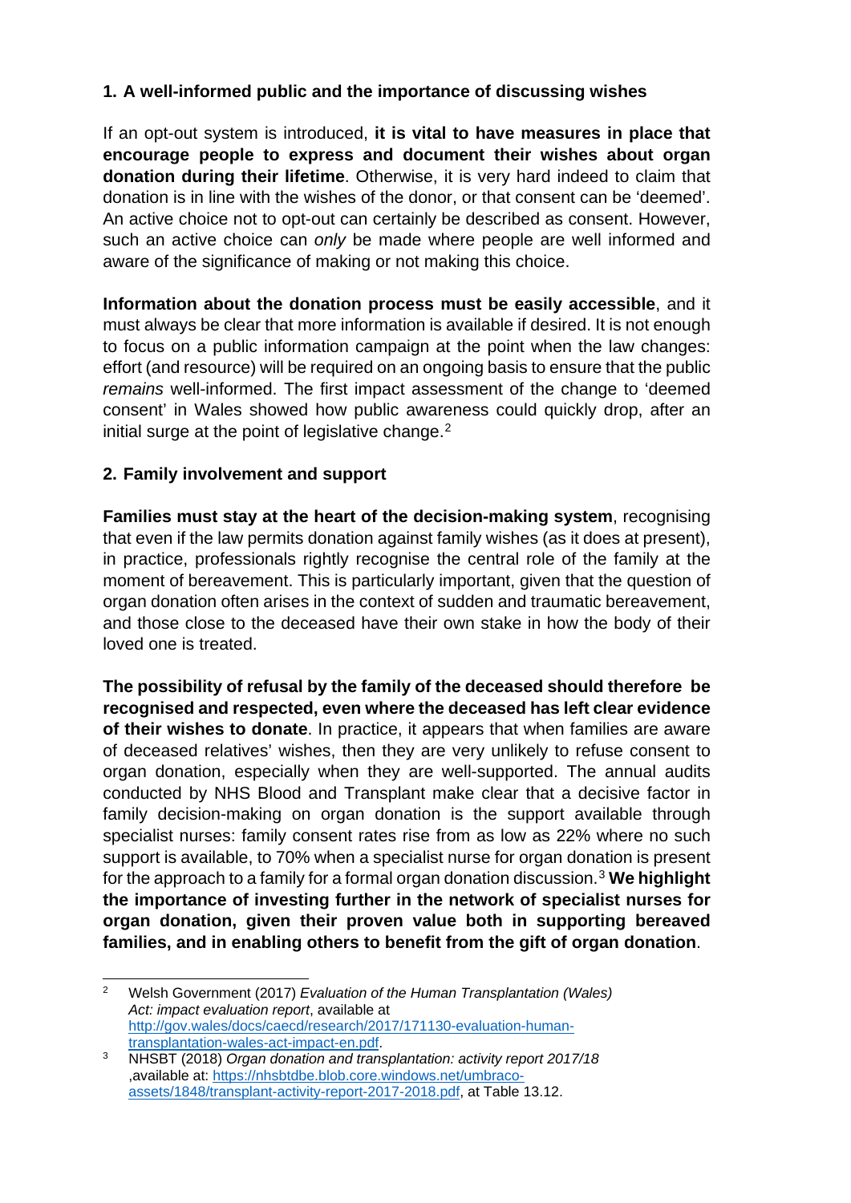### 1. A well-informed public and the importance of discussing wishes

If an opt-out system is introduced, **it is vital to have measures in place that encourage people to express and document their wishes about organ donation during their lifetime**. Otherwise, it is very hard indeed to claim that donation is in line with the wishes of the donor, or that consent can be 'deemed'. An active choice not to opt-out can certainly be described as consent. However, such an active choice can *only* be made where people are well informed and aware of the significance of making or not making this choice.

**Information about the donation process must be easily accessible**, and it must always be clear that more information is available if desired. It is not enough to focus on a public information campaign at the point when the law changes: effort (and resource) will be required on an ongoing basis to ensure that the public *remains* well-informed. The first impact assessment of the change to 'deemed consent' in Wales showed how public awareness could quickly drop, after an initial surge at the point of legislative change.[2]

### 2. Family involvement and support

**Families must stay at the heart of the decision-making system**, recognising that even if the law permits donation against family wishes (as it does at present), in practice, professionals rightly recognise the central role of the family at the moment of bereavement. This is particularly important, given that the question of organ donation often arises in the context of sudden and traumatic bereavement, and those close to the deceased have their own stake in how the body of their loved one is treated.

**The possibility of refusal by the family of the deceased should therefore be recognised and respected, even where the deceased has left clear evidence of their wishes to donate**. In practice, it appears that when families are aware of deceased relatives' wishes, then they are very unlikely to refuse consent to organ donation, especially when they are well-supported. The annual audits conducted by NHS Blood and Transplant make clear that a decisive factor in family decision-making on organ donation is the support available through specialist nurses: family consent rates rise from as low as 22% where no such support is available, to 70% when a specialist nurse for organ donation is present for the approach to a family for a formal organ donation discussion.[3] **We highlight the importance of investing further in the network of specialist nurses for organ donation, given their proven value both in supporting bereaved families, and in enabling others to benefit from the gift of organ donation**.

---

[2] Welsh Government (2017) *Evaluation of the Human Transplantation (Wales) Act: impact evaluation report*, available at http://gov.wales/docs/caecd/research/2017/171130-evaluation-human-transplantation-wales-act-impact-en.pdf.

[3] NHSBT (2018) *Organ donation and transplantation: activity report 2017/18* ,available at: https://nhsbtdbe.blob.core.windows.net/umbraco-assets/1848/transplant-activity-report-2017-2018.pdf, at Table 13.12.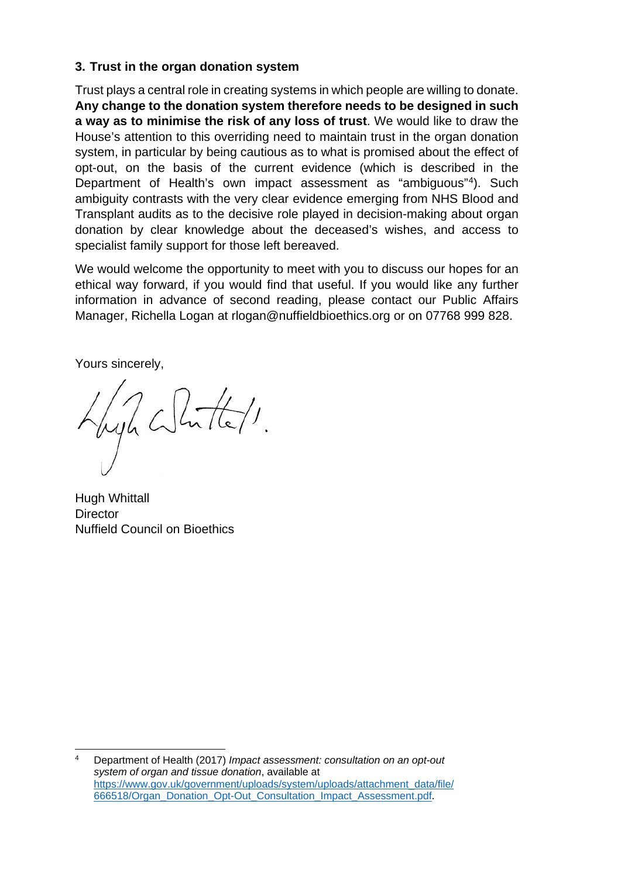### 3. Trust in the organ donation system

Trust plays a central role in creating systems in which people are willing to donate. **Any change to the donation system therefore needs to be designed in such a way as to minimise the risk of any loss of trust**. We would like to draw the House's attention to this overriding need to maintain trust in the organ donation system, in particular by being cautious as to what is promised about the effect of opt-out, on the basis of the current evidence (which is described in the Department of Health's own impact assessment as "ambiguous"[4]). Such ambiguity contrasts with the very clear evidence emerging from NHS Blood and Transplant audits as to the decisive role played in decision-making about organ donation by clear knowledge about the deceased's wishes, and access to specialist family support for those left bereaved.

We would welcome the opportunity to meet with you to discuss our hopes for an ethical way forward, if you would find that useful. If you would like any further information in advance of second reading, please contact our Public Affairs Manager, Richella Logan at rlogan@nuffieldbioethics.org or on 07768 999 828.

Yours sincerely,

Hugh Whittall
Director
Nuffield Council on Bioethics

---

[4] Department of Health (2017) *Impact assessment: consultation on an opt-out system of organ and tissue donation*, available at https://www.gov.uk/government/uploads/system/uploads/attachment_data/file/666518/Organ_Donation_Opt-Out_Consultation_Impact_Assessment.pdf.